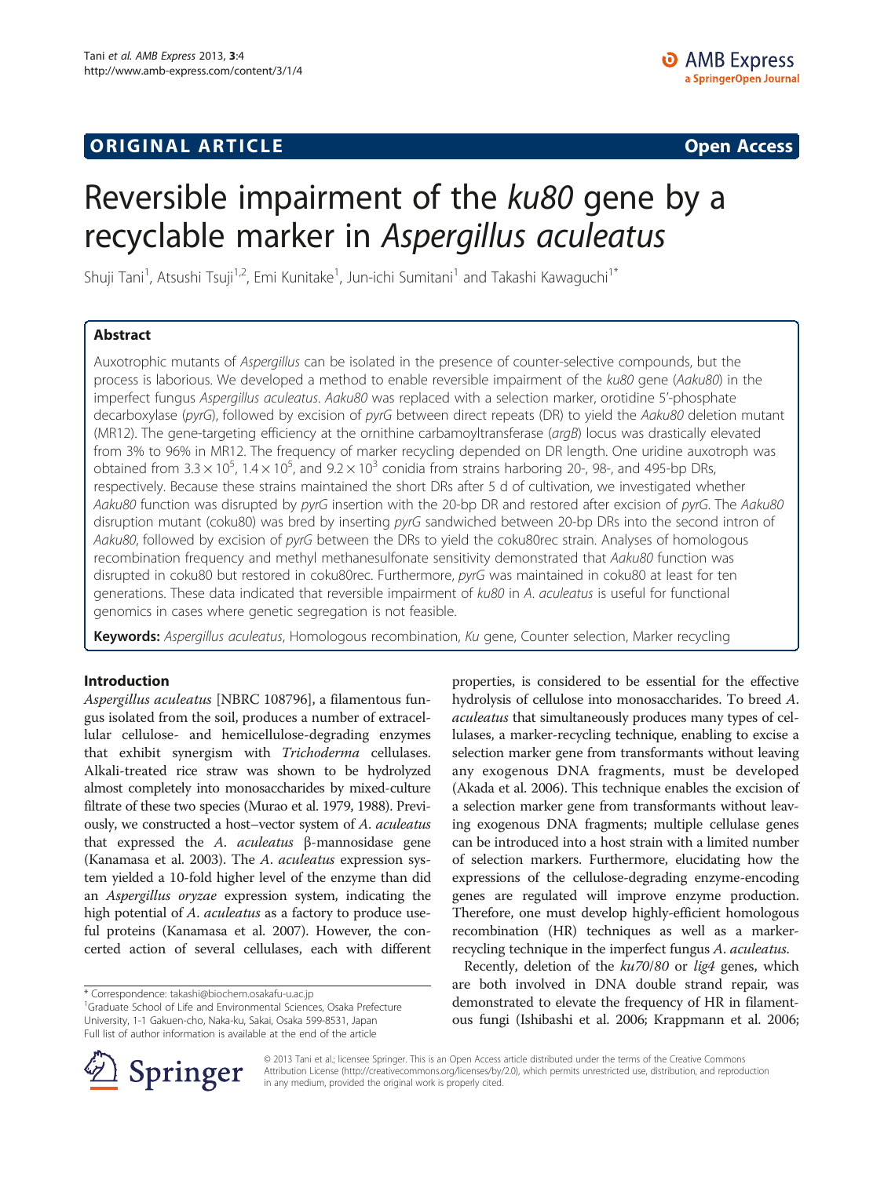**ORIGINAL ARTICLE** **Open Access**

# Reversible impairment of the *ku80* gene by a recyclable marker in *Aspergillus aculeatus*

Shuji Tani[1], Atsushi Tsuji[1,2], Emi Kunitake[1], Jun-ichi Sumitani[1] and Takashi Kawaguchi[1*]

## Abstract

Auxotrophic mutants of *Aspergillus* can be isolated in the presence of counter-selective compounds, but the process is laborious. We developed a method to enable reversible impairment of the *ku80* gene (*Aaku80*) in the imperfect fungus *Aspergillus aculeatus*. *Aaku80* was replaced with a selection marker, orotidine 5'-phosphate decarboxylase (*pyrG*), followed by excision of *pyrG* between direct repeats (DR) to yield the *Aaku80* deletion mutant (MR12). The gene-targeting efficiency at the ornithine carbamoyltransferase (*argB*) locus was drastically elevated from 3% to 96% in MR12. The frequency of marker recycling depended on DR length. One uridine auxotroph was obtained from $3.3 \times 10^5$, $1.4 \times 10^5$, and $9.2 \times 10^3$ conidia from strains harboring 20-, 98-, and 495-bp DRs, respectively. Because these strains maintained the short DRs after 5 d of cultivation, we investigated whether *Aaku80* function was disrupted by *pyrG* insertion with the 20-bp DR and restored after excision of *pyrG*. The *Aaku80* disruption mutant (coku80) was bred by inserting *pyrG* sandwiched between 20-bp DRs into the second intron of *Aaku80*, followed by excision of *pyrG* between the DRs to yield the coku80rec strain. Analyses of homologous recombination frequency and methyl methanesulfonate sensitivity demonstrated that *Aaku80* function was disrupted in coku80 but restored in coku80rec. Furthermore, *pyrG* was maintained in coku80 at least for ten generations. These data indicated that reversible impairment of *ku80* in *A. aculeatus* is useful for functional genomics in cases where genetic segregation is not feasible.

**Keywords:** *Aspergillus aculeatus*, Homologous recombination, *Ku* gene, Counter selection, Marker recycling

## Introduction

*Aspergillus aculeatus* [NBRC 108796], a filamentous fungus isolated from the soil, produces a number of extracellular cellulose- and hemicellulose-degrading enzymes that exhibit synergism with *Trichoderma* cellulases. Alkali-treated rice straw was shown to be hydrolyzed almost completely into monosaccharides by mixed-culture filtrate of these two species (Murao et al. 1979, 1988). Previously, we constructed a host–vector system of *A. aculeatus* that expressed the *A. aculeatus* β-mannosidase gene (Kanamasa et al. 2003). The *A. aculeatus* expression system yielded a 10-fold higher level of the enzyme than did an *Aspergillus oryzae* expression system, indicating the high potential of *A. aculeatus* as a factory to produce useful proteins (Kanamasa et al. 2007). However, the concerted action of several cellulases, each with different properties, is considered to be essential for the effective hydrolysis of cellulose into monosaccharides. To breed *A. aculeatus* that simultaneously produces many types of cellulases, a marker-recycling technique, enabling to excise a selection marker gene from transformants without leaving any exogenous DNA fragments, must be developed (Akada et al. 2006). This technique enables the excision of a selection marker gene from transformants without leaving exogenous DNA fragments; multiple cellulase genes can be introduced into a host strain with a limited number of selection markers. Furthermore, elucidating how the expressions of the cellulose-degrading enzyme-encoding genes are regulated will improve enzyme production. Therefore, one must develop highly-efficient homologous recombination (HR) techniques as well as a marker-recycling technique in the imperfect fungus *A. aculeatus*.

Recently, deletion of the *ku70/80* or *lig4* genes, which are both involved in DNA double strand repair, was demonstrated to elevate the frequency of HR in filamentous fungi (Ishibashi et al. 2006; Krappmann et al. 2006;

\* Correspondence: takashi@biochem.osakafu-u.ac.jp
[1]Graduate School of Life and Environmental Sciences, Osaka Prefecture University, 1-1 Gakuen-cho, Naka-ku, Sakai, Osaka 599-8531, Japan
Full list of author information is available at the end of the article

© 2013 Tani et al.; licensee Springer. This is an Open Access article distributed under the terms of the Creative Commons Attribution License (http://creativecommons.org/licenses/by/2.0), which permits unrestricted use, distribution, and reproduction in any medium, provided the original work is properly cited.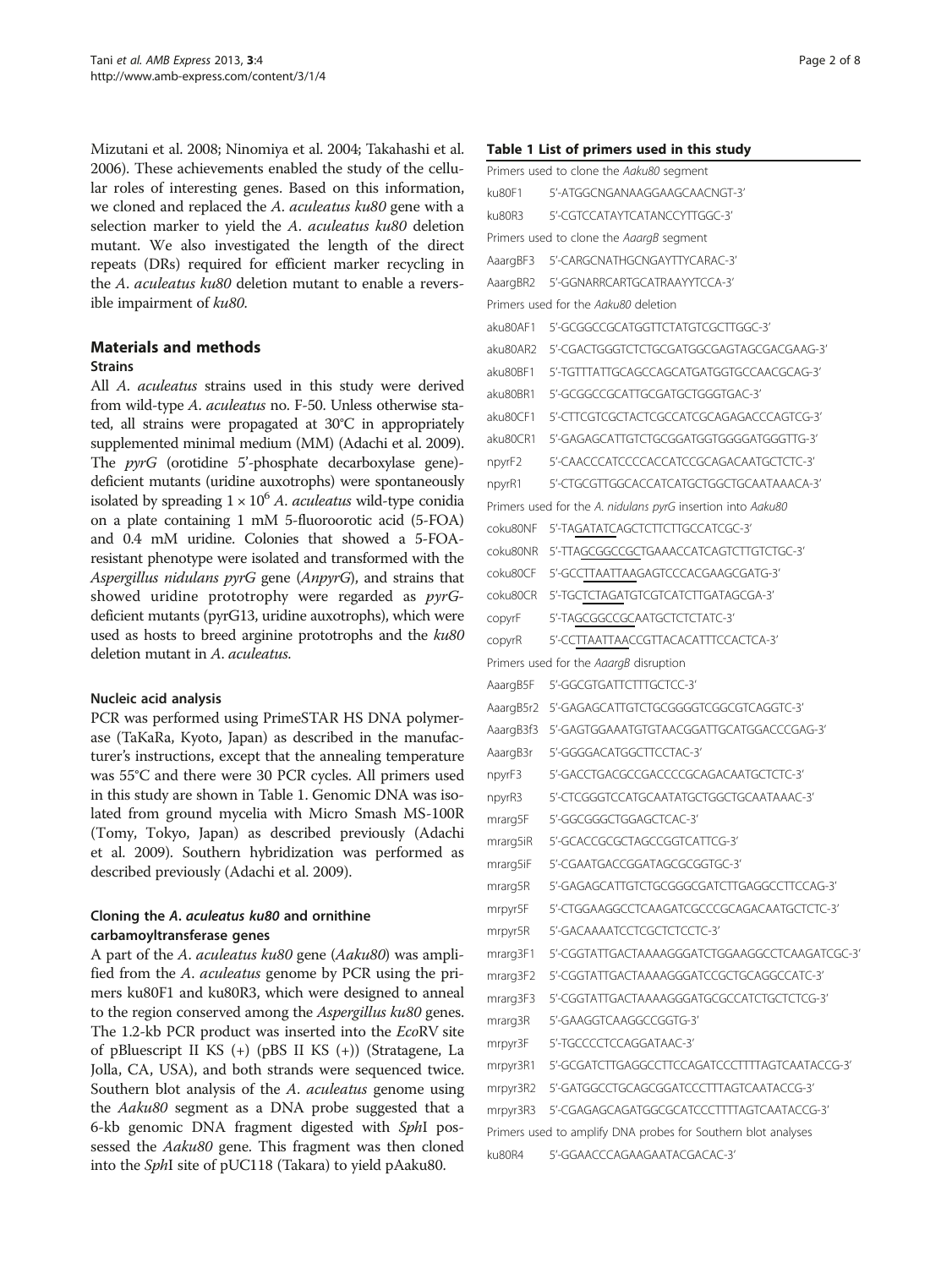Mizutani et al. 2008; Ninomiya et al. 2004; Takahashi et al. 2006). These achievements enabled the study of the cellular roles of interesting genes. Based on this information, we cloned and replaced the *A. aculeatus ku80* gene with a selection marker to yield the *A. aculeatus ku80* deletion mutant. We also investigated the length of the direct repeats (DRs) required for efficient marker recycling in the *A. aculeatus ku80* deletion mutant to enable a reversible impairment of *ku80*.

## Materials and methods

### Strains

All *A. aculeatus* strains used in this study were derived from wild-type *A. aculeatus* no. F-50. Unless otherwise stated, all strains were propagated at 30°C in appropriately supplemented minimal medium (MM) (Adachi et al. 2009). The *pyrG* (orotidine 5′-phosphate decarboxylase gene)-deficient mutants (uridine auxotrophs) were spontaneously isolated by spreading $1 \times 10^6$ *A. aculeatus* wild-type conidia on a plate containing 1 mM 5-fluoroorotic acid (5-FOA) and 0.4 mM uridine. Colonies that showed a 5-FOA-resistant phenotype were isolated and transformed with the *Aspergillus nidulans pyrG* gene (*AnpyrG*), and strains that showed uridine prototrophy were regarded as *pyrG*-deficient mutants (pyrG13, uridine auxotrophs), which were used as hosts to breed arginine prototrophs and the *ku80* deletion mutant in *A. aculeatus*.

### Nucleic acid analysis

PCR was performed using PrimeSTAR HS DNA polymerase (TaKaRa, Kyoto, Japan) as described in the manufacturer's instructions, except that the annealing temperature was 55°C and there were 30 PCR cycles. All primers used in this study are shown in Table 1. Genomic DNA was isolated from ground mycelia with Micro Smash MS-100R (Tomy, Tokyo, Japan) as described previously (Adachi et al. 2009). Southern hybridization was performed as described previously (Adachi et al. 2009).

### Cloning the *A. aculeatus ku80* and ornithine carbamoyltransferase genes

A part of the *A. aculeatus ku80* gene (*Aaku80*) was amplified from the *A. aculeatus* genome by PCR using the primers ku80F1 and ku80R3, which were designed to anneal to the region conserved among the *Aspergillus ku80* genes. The 1.2-kb PCR product was inserted into the *Eco*RV site of pBluescript II KS (+) (pBS II KS (+)) (Stratagene, La Jolla, CA, USA), and both strands were sequenced twice. Southern blot analysis of the *A. aculeatus* genome using the *Aaku80* segment as a DNA probe suggested that a 6-kb genomic DNA fragment digested with *Sph*I possessed the *Aaku80* gene. This fragment was then cloned into the *Sph*I site of pUC118 (Takara) to yield pAaku80.

**Table 1 List of primers used in this study**

| Primer | Sequence |
|---|---|
| *Primers used to clone the Aaku80 segment* | |
| ku80F1 | 5′-ATGGCNGANAAGGAAGCAACNGT-3′ |
| ku80R3 | 5′-CGTCCATAYTCATANCCYTTGGC-3′ |
| *Primers used to clone the AaargB segment* | |
| AaargBF3 | 5′-CARGCNATHGCNGAYTTYCARAC-3′ |
| AaargBR2 | 5′-GGNARRCARTGCATRAAYYTCCA-3′ |
| *Primers used for the Aaku80 deletion* | |
| aku80AF1 | 5′-GCGGCCGCATGGTTCTATGTCGCTTGGC-3′ |
| aku80AR2 | 5′-CGACTGGGTCTCTGCGATGGCGAGTAGCGACGAAG-3′ |
| aku80BF1 | 5′-TGTTTATTGCAGCCAGCATGATGGTGCCAACGCAG-3′ |
| aku80BR1 | 5′-GCGGCCGCATTGCGATGCTGGGTGAC-3′ |
| aku80CF1 | 5′-CTTCGTCGCTACTCGCCATCGCAGAGACCCAGTCG-3′ |
| aku80CR1 | 5′-GAGAGCATTGTCTGCGGATGGTGGGGATGGGTTG-3′ |
| npyrF2 | 5′-CAACCCATCCCCACCATCCGCAGACAATGCTCTC-3′ |
| npyrR1 | 5′-CTGCGTTGGCACCATCATGCTGGCTGCAATAAACA-3′ |
| *Primers used for the A. nidulans pyrG insertion into Aaku80* | |
| coku80NF | 5′-TAGATATCAGCTCTTCTTGCCATCGC-3′ |
| coku80NR | 5′-TTAGCGGCCGCTGAAACCATCAGTCTTGTCTGC-3′ |
| coku80CF | 5′-GCCTTAATTAAGAGTCCCACGAAGCGATG-3′ |
| coku80CR | 5′-TGCTCTAGATGTCGTCATCTTGATAGCGA-3′ |
| copyrF | 5′-TAGCGGCCGCAATGCTCTCTATC-3′ |
| copyrR | 5′-CCTTAATTAACCGTTACACATTTCCACTCA-3′ |
| *Primers used for the AaargB disruption* | |
| AaargB5F | 5′-GGCGTGATTCTTTGCTCC-3′ |
| AaargB5r2 | 5′-GAGAGCATTGTCTGCGGGGTCGGCGTCAGGTC-3′ |
| AaargB3f3 | 5′-GAGTGGAAATGTGTAACGGATTGCATGGACCCGAG-3′ |
| AaargB3r | 5′-GGGGACATGGCTTCCTAC-3′ |
| npyrF3 | 5′-GACCTGACGCCGACCCCGCAGACAATGCTCTC-3′ |
| npyrR3 | 5′-CTCGGGTCCATGCAATATGCTGGCTGCAATAAAC-3′ |
| mrarg5F | 5′-GGCGGGCTGGAGCTCAC-3′ |
| mrarg5iR | 5′-GCACCGCGCTAGCCGGTCATTCG-3′ |
| mrarg5iF | 5′-CGAATGACCGGATAGCGCGGTGC-3′ |
| mrarg5R | 5′-GAGAGCATTGTCTGCGGGCGATCTTGAGGCCTTCCAG-3′ |
| mrpyr5F | 5′-CTGGAAGGCCTCAAGATCGCCCGCAGACAATGCTCTC-3′ |
| mrpyr5R | 5′-GACAAAATCCTCGCTCTCCTC-3′ |
| mrarg3F1 | 5′-CGGTATTGACTAAAAGGGATCTGGAAGGCCTCAAGATCGC-3′ |
| mrarg3F2 | 5′-CGGTATTGACTAAAAGGGATCCGCTGCAGGCCATC-3′ |
| mrarg3F3 | 5′-CGGTATTGACTAAAAGGGATGCGCCATCTGCTCTCG-3′ |
| mrarg3R | 5′-GAAGGTCAAGGCCGGTG-3′ |
| mrpyr3F | 5′-TGCCCCTCCAGGATAAC-3′ |
| mrpyr3R1 | 5′-GCGATCTTGAGGCCTTCCAGATCCCTTTTAGTCAATACCG-3′ |
| mrpyr3R2 | 5′-GATGGCCTGCAGCGGATCCCTTTAGTCAATACCG-3′ |
| mrpyr3R3 | 5′-CGAGAGCAGATGGCGCATCCCTTTTAGTCAATACCG-3′ |
| *Primers used to amplify DNA probes for Southern blot analyses* | |
| ku80R4 | 5′-GGAACCCAGAAGAATACGACAC-3′ |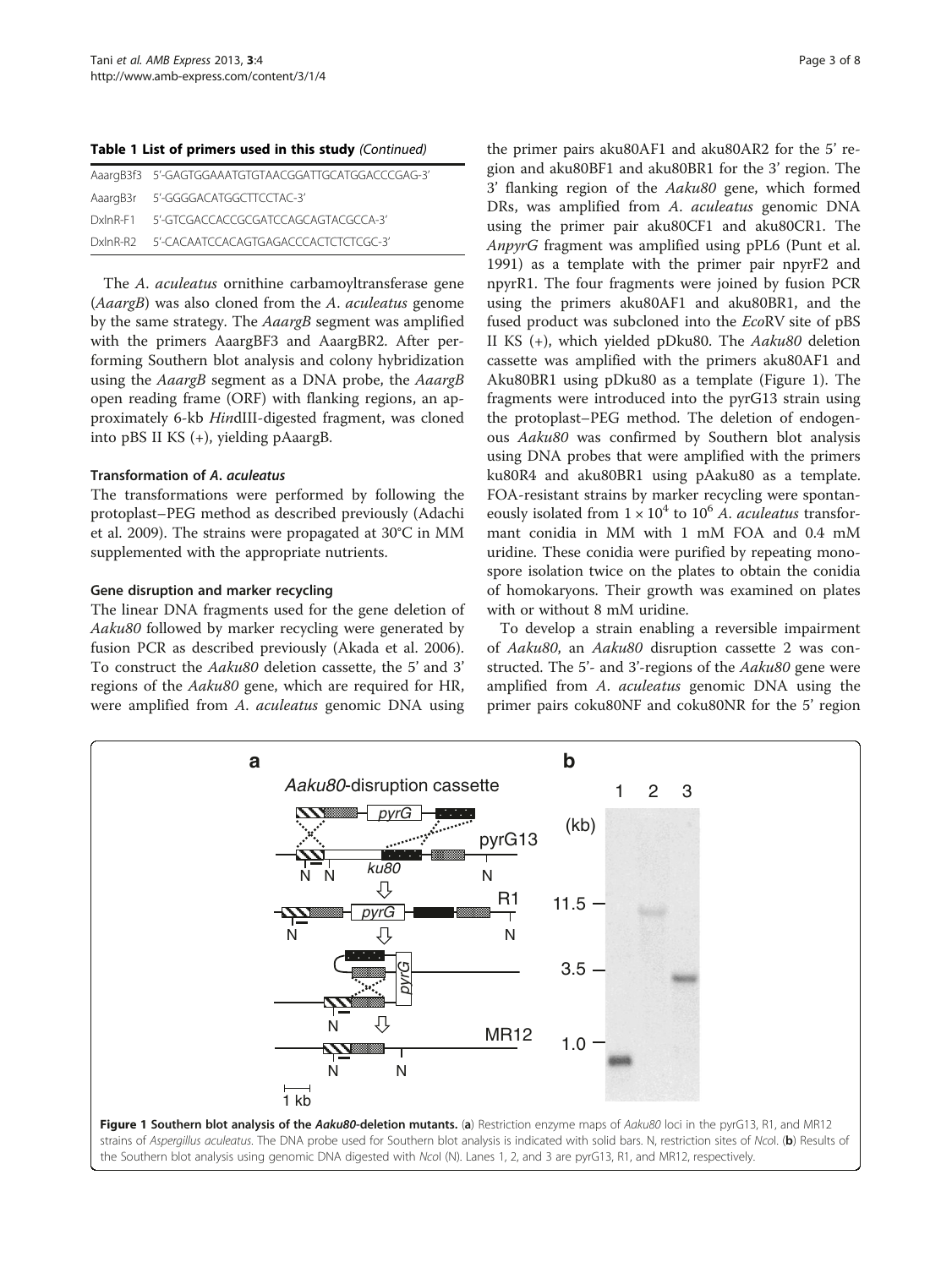**Table 1 List of primers used in this study** *(Continued)*

| | |
|---|---|
| AaargB3f3 | 5'-GAGTGGAAATGTGTAACGGATTGCATGGACCCGAG-3' |
| AaargB3r | 5'-GGGGACATGGCTTCCTAC-3' |
| DxlnR-F1 | 5'-GTCGACCACCGCGATCCAGCAGTACGCCA-3' |
| DxlnR-R2 | 5'-CACAATCCACAGTGAGACCCACTCTCTCGC-3' |

The *A. aculeatus* ornithine carbamoyltransferase gene (*AaargB*) was also cloned from the *A. aculeatus* genome by the same strategy. The *AaargB* segment was amplified with the primers AaargBF3 and AaargBR2. After performing Southern blot analysis and colony hybridization using the *AaargB* segment as a DNA probe, the *AaargB* open reading frame (ORF) with flanking regions, an approximately 6-kb *Hin*dIII-digested fragment, was cloned into pBS II KS (+), yielding pAaargB.

### Transformation of *A. aculeatus*

The transformations were performed by following the protoplast–PEG method as described previously (Adachi et al. 2009). The strains were propagated at 30°C in MM supplemented with the appropriate nutrients.

### Gene disruption and marker recycling

The linear DNA fragments used for the gene deletion of *Aaku80* followed by marker recycling were generated by fusion PCR as described previously (Akada et al. 2006). To construct the *Aaku80* deletion cassette, the 5' and 3' regions of the *Aaku80* gene, which are required for HR, were amplified from *A. aculeatus* genomic DNA using the primer pairs aku80AF1 and aku80AR2 for the 5' region and aku80BF1 and aku80BR1 for the 3' region. The 3' flanking region of the *Aaku80* gene, which formed DRs, was amplified from *A. aculeatus* genomic DNA using the primer pair aku80CF1 and aku80CR1. The *AnpyrG* fragment was amplified using pPL6 (Punt et al. 1991) as a template with the primer pair npyrF2 and npyrR1. The four fragments were joined by fusion PCR using the primers aku80AF1 and aku80BR1, and the fused product was subcloned into the *Eco*RV site of pBS II KS (+), which yielded pDku80. The *Aaku80* deletion cassette was amplified with the primers aku80AF1 and Aku80BR1 using pDku80 as a template (Figure 1). The fragments were introduced into the pyrG13 strain using the protoplast–PEG method. The deletion of endogenous *Aaku80* was confirmed by Southern blot analysis using DNA probes that were amplified with the primers ku80R4 and aku80BR1 using pAaku80 as a template. FOA-resistant strains by marker recycling were spontaneously isolated from $1 \times 10^4$ to $10^6$ *A. aculeatus* transformant conidia in MM with 1 mM FOA and 0.4 mM uridine. These conidia were purified by repeating monospore isolation twice on the plates to obtain the conidia of homokaryons. Their growth was examined on plates with or without 8 mM uridine.

To develop a strain enabling a reversible impairment of *Aaku80*, an *Aaku80* disruption cassette 2 was constructed. The 5'- and 3'-regions of the *Aaku80* gene were amplified from *A. aculeatus* genomic DNA using the primer pairs coku80NF and coku80NR for the 5' region

**Figure 1 Southern blot analysis of the *Aaku80*-deletion mutants.** (**a**) Restriction enzyme maps of *Aaku80* loci in the pyrG13, R1, and MR12 strains of *Aspergillus aculeatus*. The DNA probe used for Southern blot analysis is indicated with solid bars. N, restriction sites of *Nco*I. (**b**) Results of the Southern blot analysis using genomic DNA digested with *Nco*I (N). Lanes 1, 2, and 3 are pyrG13, R1, and MR12, respectively.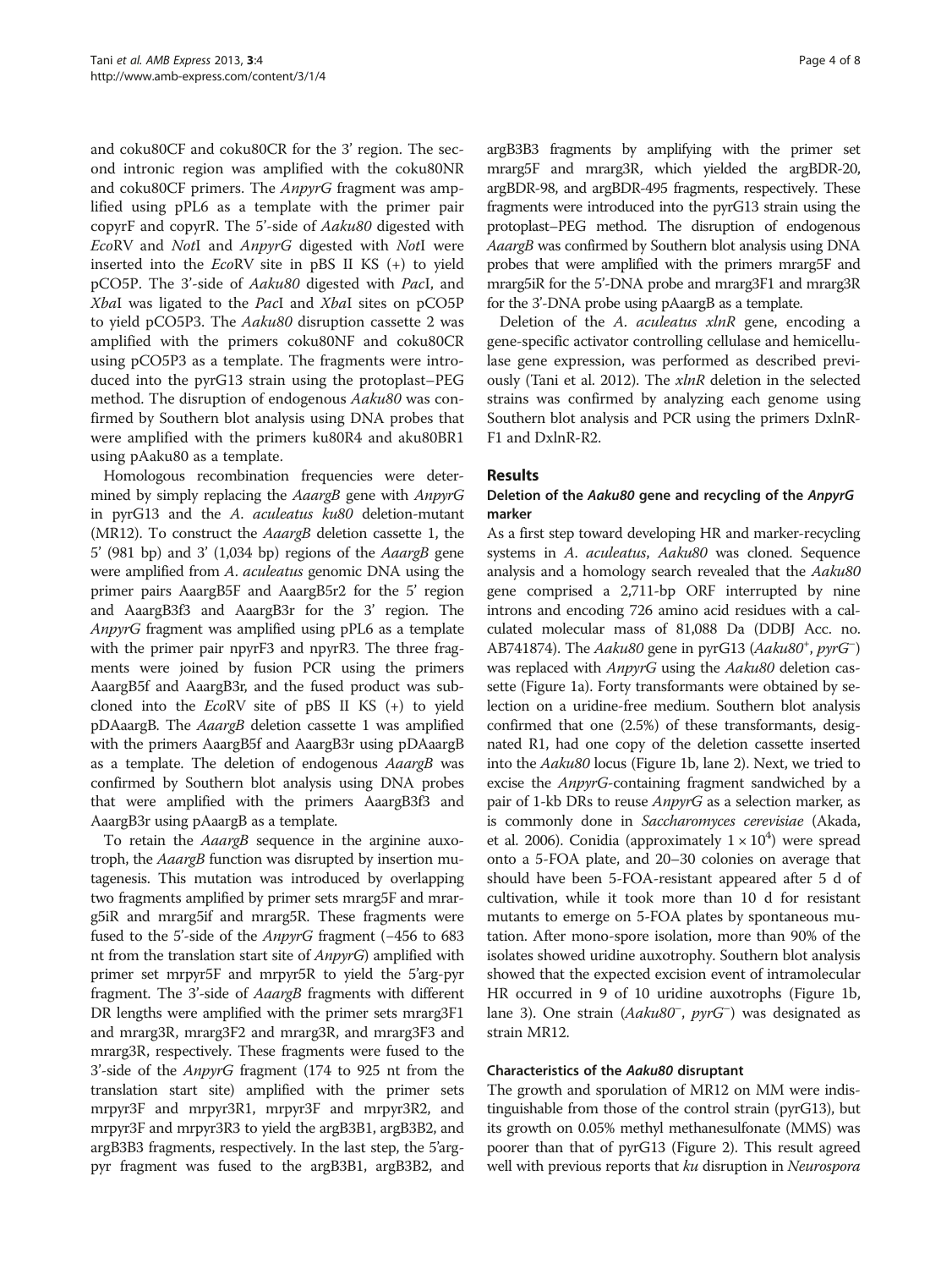and coku80CF and coku80CR for the 3' region. The second intronic region was amplified with the coku80NR and coku80CF primers. The *AnpyrG* fragment was amplified using pPL6 as a template with the primer pair copyrF and copyrR. The 5'-side of *Aaku80* digested with *Eco*RV and *Not*I and *AnpyrG* digested with *Not*I were inserted into the *Eco*RV site in pBS II KS (+) to yield pCO5P. The 3'-side of *Aaku80* digested with *Pac*I, and *Xba*I was ligated to the *Pac*I and *Xba*I sites on pCO5P to yield pCO5P3. The *Aaku80* disruption cassette 2 was amplified with the primers coku80NF and coku80CR using pCO5P3 as a template. The fragments were introduced into the pyrG13 strain using the protoplast–PEG method. The disruption of endogenous *Aaku80* was confirmed by Southern blot analysis using DNA probes that were amplified with the primers ku80R4 and aku80BR1 using pAaku80 as a template.

Homologous recombination frequencies were determined by simply replacing the *AaargB* gene with *AnpyrG* in pyrG13 and the *A. aculeatus ku80* deletion-mutant (MR12). To construct the *AaargB* deletion cassette 1, the 5' (981 bp) and 3' (1,034 bp) regions of the *AaargB* gene were amplified from *A. aculeatus* genomic DNA using the primer pairs AaargB5F and AaargB5r2 for the 5' region and AaargB3f3 and AaargB3r for the 3' region. The *AnpyrG* fragment was amplified using pPL6 as a template with the primer pair npyrF3 and npyrR3. The three fragments were joined by fusion PCR using the primers AaargB5f and AaargB3r, and the fused product was subcloned into the *Eco*RV site of pBS II KS (+) to yield pDAaargB. The *AaargB* deletion cassette 1 was amplified with the primers AaargB5f and AaargB3r using pDAaargB as a template. The deletion of endogenous *AaargB* was confirmed by Southern blot analysis using DNA probes that were amplified with the primers AaargB3f3 and AaargB3r using pAaargB as a template.

To retain the *AaargB* sequence in the arginine auxotroph, the *AaargB* function was disrupted by insertion mutagenesis. This mutation was introduced by overlapping two fragments amplified by primer sets mrarg5F and mrarg5iR and mrarg5if and mrarg5R. These fragments were fused to the 5'-side of the *AnpyrG* fragment (−456 to 683 nt from the translation start site of *AnpyrG*) amplified with primer set mrpyr5F and mrpyr5R to yield the 5'arg-pyr fragment. The 3'-side of *AaargB* fragments with different DR lengths were amplified with the primer sets mrarg3F1 and mrarg3R, mrarg3F2 and mrarg3R, and mrarg3F3 and mrarg3R, respectively. These fragments were fused to the 3'-side of the *AnpyrG* fragment (174 to 925 nt from the translation start site) amplified with the primer sets mrpyr3F and mrpyr3R1, mrpyr3F and mrpyr3R2, and mrpyr3F and mrpyr3R3 to yield the argB3B1, argB3B2, and argB3B3 fragments, respectively. In the last step, the 5'arg-pyr fragment was fused to the argB3B1, argB3B2, and argB3B3 fragments by amplifying with the primer set mrarg5F and mrarg3R, which yielded the argBDR-20, argBDR-98, and argBDR-495 fragments, respectively. These fragments were introduced into the pyrG13 strain using the protoplast–PEG method. The disruption of endogenous *AaargB* was confirmed by Southern blot analysis using DNA probes that were amplified with the primers mrarg5F and mrarg5iR for the 5'-DNA probe and mrarg3F1 and mrarg3R for the 3'-DNA probe using pAaargB as a template.

Deletion of the *A. aculeatus xlnR* gene, encoding a gene-specific activator controlling cellulase and hemicellulase gene expression, was performed as described previously (Tani et al. 2012). The *xlnR* deletion in the selected strains was confirmed by analyzing each genome using Southern blot analysis and PCR using the primers DxlnR-F1 and DxlnR-R2.

## Results

### Deletion of the *Aaku80* gene and recycling of the *AnpyrG* marker

As a first step toward developing HR and marker-recycling systems in *A. aculeatus*, *Aaku80* was cloned. Sequence analysis and a homology search revealed that the *Aaku80* gene comprised a 2,711-bp ORF interrupted by nine introns and encoding 726 amino acid residues with a calculated molecular mass of 81,088 Da (DDBJ Acc. no. AB741874). The *Aaku80* gene in pyrG13 (*Aaku80*$^+$, *pyrG*$^-$) was replaced with *AnpyrG* using the *Aaku80* deletion cassette (Figure 1a). Forty transformants were obtained by selection on a uridine-free medium. Southern blot analysis confirmed that one (2.5%) of these transformants, designated R1, had one copy of the deletion cassette inserted into the *Aaku80* locus (Figure 1b, lane 2). Next, we tried to excise the *AnpyrG*-containing fragment sandwiched by a pair of 1-kb DRs to reuse *AnpyrG* as a selection marker, as is commonly done in *Saccharomyces cerevisiae* (Akada, et al. 2006). Conidia (approximately $1 \times 10^4$) were spread onto a 5-FOA plate, and 20–30 colonies on average that should have been 5-FOA-resistant appeared after 5 d of cultivation, while it took more than 10 d for resistant mutants to emerge on 5-FOA plates by spontaneous mutation. After mono-spore isolation, more than 90% of the isolates showed uridine auxotrophy. Southern blot analysis showed that the expected excision event of intramolecular HR occurred in 9 of 10 uridine auxotrophs (Figure 1b, lane 3). One strain (*Aaku80*$^-$, *pyrG*$^-$) was designated as strain MR12.

### Characteristics of the *Aaku80* disruptant

The growth and sporulation of MR12 on MM were indistinguishable from those of the control strain (pyrG13), but its growth on 0.05% methyl methanesulfonate (MMS) was poorer than that of pyrG13 (Figure 2). This result agreed well with previous reports that *ku* disruption in *Neurospora*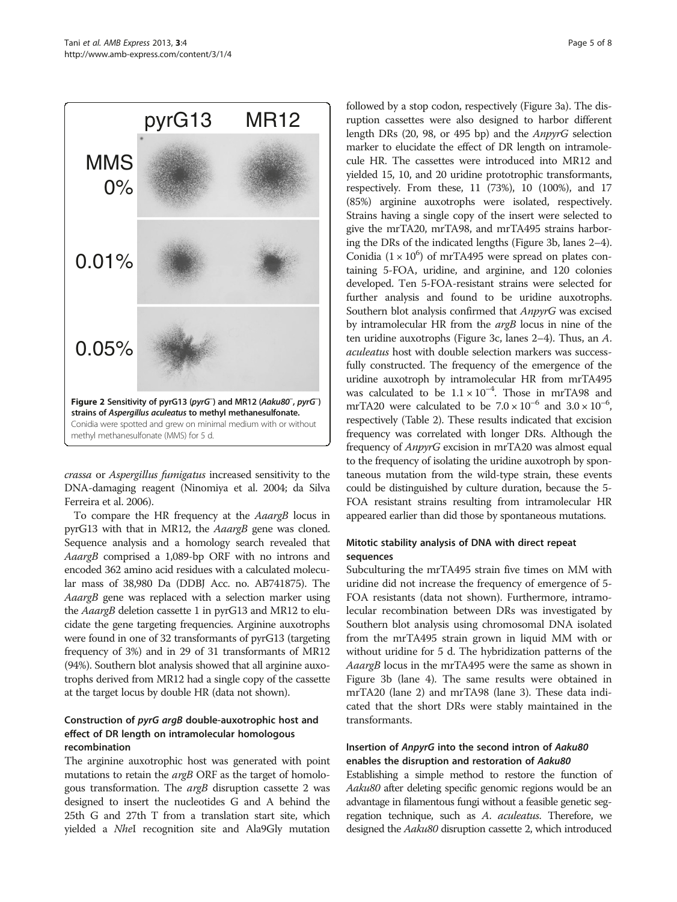Figure 2 Sensitivity of pyrG13 (*pyrG*⁻) and MR12 (*Aaku80*⁻, *pyrG*⁻) strains of *Aspergillus aculeatus* to methyl methanesulfonate. Conidia were spotted and grew on minimal medium with or without methyl methanesulfonate (MMS) for 5 d.

*crassa* or *Aspergillus fumigatus* increased sensitivity to the DNA-damaging reagent (Ninomiya et al. 2004; da Silva Ferreira et al. 2006).

To compare the HR frequency at the *AaargB* locus in pyrG13 with that in MR12, the *AaargB* gene was cloned. Sequence analysis and a homology search revealed that *AaargB* comprised a 1,089-bp ORF with no introns and encoded 362 amino acid residues with a calculated molecular mass of 38,980 Da (DDBJ Acc. no. AB741875). The *AaargB* gene was replaced with a selection marker using the *AaargB* deletion cassette 1 in pyrG13 and MR12 to elucidate the gene targeting frequencies. Arginine auxotrophs were found in one of 32 transformants of pyrG13 (targeting frequency of 3%) and in 29 of 31 transformants of MR12 (94%). Southern blot analysis showed that all arginine auxotrophs derived from MR12 had a single copy of the cassette at the target locus by double HR (data not shown).

### Construction of *pyrG argB* double-auxotrophic host and effect of DR length on intramolecular homologous recombination

The arginine auxotrophic host was generated with point mutations to retain the *argB* ORF as the target of homologous transformation. The *argB* disruption cassette 2 was designed to insert the nucleotides G and A behind the 25th G and 27th T from a translation start site, which yielded a *Nhe*I recognition site and Ala9Gly mutation followed by a stop codon, respectively (Figure 3a). The disruption cassettes were also designed to harbor different length DRs (20, 98, or 495 bp) and the *AnpyrG* selection marker to elucidate the effect of DR length on intramolecule HR. The cassettes were introduced into MR12 and yielded 15, 10, and 20 uridine prototrophic transformants, respectively. From these, 11 (73%), 10 (100%), and 17 (85%) arginine auxotrophs were isolated, respectively. Strains having a single copy of the insert were selected to give the mrTA20, mrTA98, and mrTA495 strains harboring the DRs of the indicated lengths (Figure 3b, lanes 2–4). Conidia ($1 \times 10^6$) of mrTA495 were spread on plates containing 5-FOA, uridine, and arginine, and 120 colonies developed. Ten 5-FOA-resistant strains were selected for further analysis and found to be uridine auxotrophs. Southern blot analysis confirmed that *AnpyrG* was excised by intramolecular HR from the *argB* locus in nine of the ten uridine auxotrophs (Figure 3c, lanes 2–4). Thus, an *A. aculeatus* host with double selection markers was successfully constructed. The frequency of the emergence of the uridine auxotroph by intramolecular HR from mrTA495 was calculated to be $1.1 \times 10^{-4}$. Those in mrTA98 and mrTA20 were calculated to be $7.0 \times 10^{-6}$ and $3.0 \times 10^{-6}$, respectively (Table 2). These results indicated that excision frequency was correlated with longer DRs. Although the frequency of *AnpyrG* excision in mrTA20 was almost equal to the frequency of isolating the uridine auxotroph by spontaneous mutation from the wild-type strain, these events could be distinguished by culture duration, because the 5-FOA resistant strains resulting from intramolecular HR appeared earlier than did those by spontaneous mutations.

### Mitotic stability analysis of DNA with direct repeat sequences

Subculturing the mrTA495 strain five times on MM with uridine did not increase the frequency of emergence of 5-FOA resistants (data not shown). Furthermore, intramolecular recombination between DRs was investigated by Southern blot analysis using chromosomal DNA isolated from the mrTA495 strain grown in liquid MM with or without uridine for 5 d. The hybridization patterns of the *AaargB* locus in the mrTA495 were the same as shown in Figure 3b (lane 4). The same results were obtained in mrTA20 (lane 2) and mrTA98 (lane 3). These data indicated that the short DRs were stably maintained in the transformants.

### Insertion of *AnpyrG* into the second intron of *Aaku80* enables the disruption and restoration of *Aaku80*

Establishing a simple method to restore the function of *Aaku80* after deleting specific genomic regions would be an advantage in filamentous fungi without a feasible genetic segregation technique, such as *A. aculeatus*. Therefore, we designed the *Aaku80* disruption cassette 2, which introduced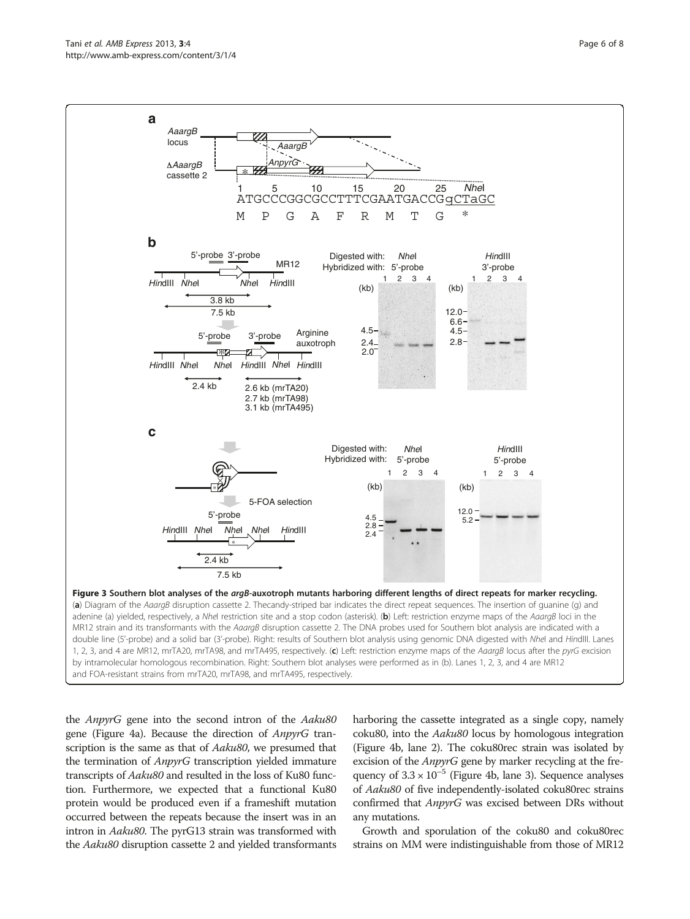**Figure 3 Southern blot analyses of the *argB*-auxotroph mutants harboring different lengths of direct repeats for marker recycling.** (**a**) Diagram of the *AaargB* disruption cassette 2. Thecandy-striped bar indicates the direct repeat sequences. The insertion of guanine (g) and adenine (a) yielded, respectively, a *Nhe*I restriction site and a stop codon (asterisk). (**b**) Left: restriction enzyme maps of the *AaargB* loci in the MR12 strain and its transformants with the *AaargB* disruption cassette 2. The DNA probes used for Southern blot analysis are indicated with a double line (5'-probe) and a solid bar (3'-probe). Right: results of Southern blot analysis using genomic DNA digested with *Nhe*I and *Hin*dIII. Lanes 1, 2, 3, and 4 are MR12, mrTA20, mrTA98, and mrTA495, respectively. (**c**) Left: restriction enzyme maps of the *AaargB* locus after the *pyrG* excision by intramolecular homologous recombination. Right: Southern blot analyses were performed as in (b). Lanes 1, 2, 3, and 4 are MR12 and FOA-resistant strains from mrTA20, mrTA98, and mrTA495, respectively.

the *AnpyrG* gene into the second intron of the *Aaku80* gene (Figure 4a). Because the direction of *AnpyrG* transcription is the same as that of *Aaku80*, we presumed that the termination of *AnpyrG* transcription yielded immature transcripts of *Aaku80* and resulted in the loss of Ku80 function. Furthermore, we expected that a functional Ku80 protein would be produced even if a frameshift mutation occurred between the repeats because the insert was in an intron in *Aaku80*. The pyrG13 strain was transformed with the *Aaku80* disruption cassette 2 and yielded transformants harboring the cassette integrated as a single copy, namely coku80, into the *Aaku80* locus by homologous integration (Figure 4b, lane 2). The coku80rec strain was isolated by excision of the *AnpyrG* gene by marker recycling at the frequency of $3.3 \times 10^{-5}$ (Figure 4b, lane 3). Sequence analyses of *Aaku80* of five independently-isolated coku80rec strains confirmed that *AnpyrG* was excised between DRs without any mutations.

Growth and sporulation of the coku80 and coku80rec strains on MM were indistinguishable from those of MR12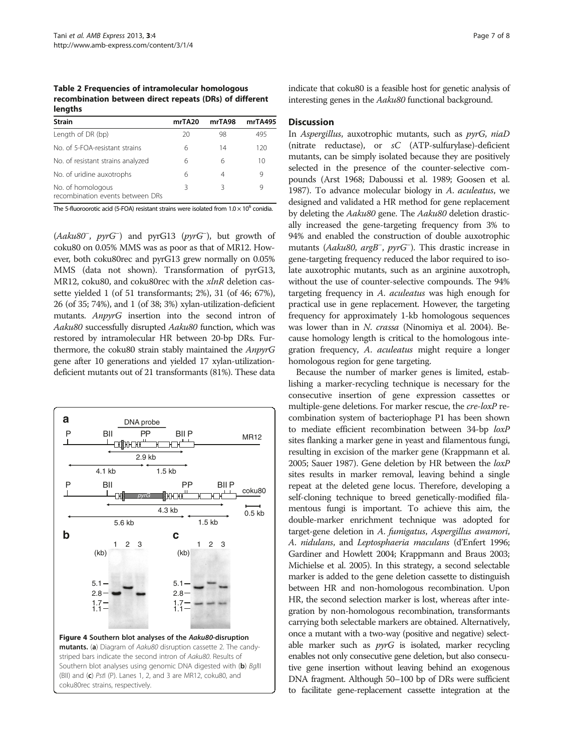**Table 2 Frequencies of intramolecular homologous recombination between direct repeats (DRs) of different lengths**

| Strain | mrTA20 | mrTA98 | mrTA495 |
|---|---|---|---|
| Length of DR (bp) | 20 | 98 | 495 |
| No. of 5-FOA-resistant strains | 6 | 14 | 120 |
| No. of resistant strains analyzed | 6 | 6 | 10 |
| No. of uridine auxotrophs | 6 | 4 | 9 |
| No. of homologous recombination events between DRs | 3 | 3 | 9 |

The 5-fluoroorotic acid (5-FOA) resistant strains were isolated from $1.0 \times 10^6$ conidia.

(*Aaku80*⁻, *pyrG*⁻) and pyrG13 (*pyrG*⁻), but growth of coku80 on 0.05% MMS was as poor as that of MR12. However, both coku80rec and pyrG13 grew normally on 0.05% MMS (data not shown). Transformation of pyrG13, MR12, coku80, and coku80rec with the *xlnR* deletion cassette yielded 1 (of 51 transformants; 2%), 31 (of 46; 67%), 26 (of 35; 74%), and 1 (of 38; 3%) xylan-utilization-deficient mutants. *AnpyrG* insertion into the second intron of *Aaku80* successfully disrupted *Aaku80* function, which was restored by intramolecular HR between 20-bp DRs. Furthermore, the coku80 strain stably maintained the *AnpyrG* gene after 10 generations and yielded 17 xylan-utilization-deficient mutants out of 21 transformants (81%). These data indicate that coku80 is a feasible host for genetic analysis of interesting genes in the *Aaku80* functional background.

**Figure 4 Southern blot analyses of the *Aaku80*-disruption mutants.** (**a**) Diagram of *Aaku80* disruption cassette 2. The candy-striped bars indicate the second intron of *Aaku80*. Results of Southern blot analyses using genomic DNA digested with (**b**) *Bgl*II (BII) and (**c**) *Pst*I (P). Lanes 1, 2, and 3 are MR12, coku80, and coku80rec strains, respectively.

## Discussion

In *Aspergillus*, auxotrophic mutants, such as *pyrG*, *niaD* (nitrate reductase), or *sC* (ATP-sulfurylase)-deficient mutants, can be simply isolated because they are positively selected in the presence of the counter-selective compounds (Arst 1968; Daboussi et al. 1989; Goosen et al. 1987). To advance molecular biology in *A. aculeatus*, we designed and validated a HR method for gene replacement by deleting the *Aaku80* gene. The *Aaku80* deletion drastically increased the gene-targeting frequency from 3% to 94% and enabled the construction of double auxotrophic mutants (*Aaku80*, *argB*⁻, *pyrG*⁻). This drastic increase in gene-targeting frequency reduced the labor required to isolate auxotrophic mutants, such as an arginine auxotroph, without the use of counter-selective compounds. The 94% targeting frequency in *A. aculeatus* was high enough for practical use in gene replacement. However, the targeting frequency for approximately 1-kb homologous sequences was lower than in *N. crassa* (Ninomiya et al. 2004). Because homology length is critical to the homologous integration frequency, *A. aculeatus* might require a longer homologous region for gene targeting.

Because the number of marker genes is limited, establishing a marker-recycling technique is necessary for the consecutive insertion of gene expression cassettes or multiple-gene deletions. For marker rescue, the *cre-loxP* recombination system of bacteriophage P1 has been shown to mediate efficient recombination between 34-bp *loxP* sites flanking a marker gene in yeast and filamentous fungi, resulting in excision of the marker gene (Krappmann et al. 2005; Sauer 1987). Gene deletion by HR between the *loxP* sites results in marker removal, leaving behind a single repeat at the deleted gene locus. Therefore, developing a self-cloning technique to breed genetically-modified filamentous fungi is important. To achieve this aim, the double-marker enrichment technique was adopted for target-gene deletion in *A. fumigatus*, *Aspergillus awamori*, *A. nidulans*, and *Leptosphaeria maculans* (d'Enfert 1996; Gardiner and Howlett 2004; Krappmann and Braus 2003; Michielse et al. 2005). In this strategy, a second selectable marker is added to the gene deletion cassette to distinguish between HR and non-homologous recombination. Upon HR, the second selection marker is lost, whereas after integration by non-homologous recombination, transformants carrying both selectable markers are obtained. Alternatively, once a mutant with a two-way (positive and negative) selectable marker such as *pyrG* is isolated, marker recycling enables not only consecutive gene deletion, but also consecutive gene insertion without leaving behind an exogenous DNA fragment. Although 50–100 bp of DRs were sufficient to facilitate gene-replacement cassette integration at the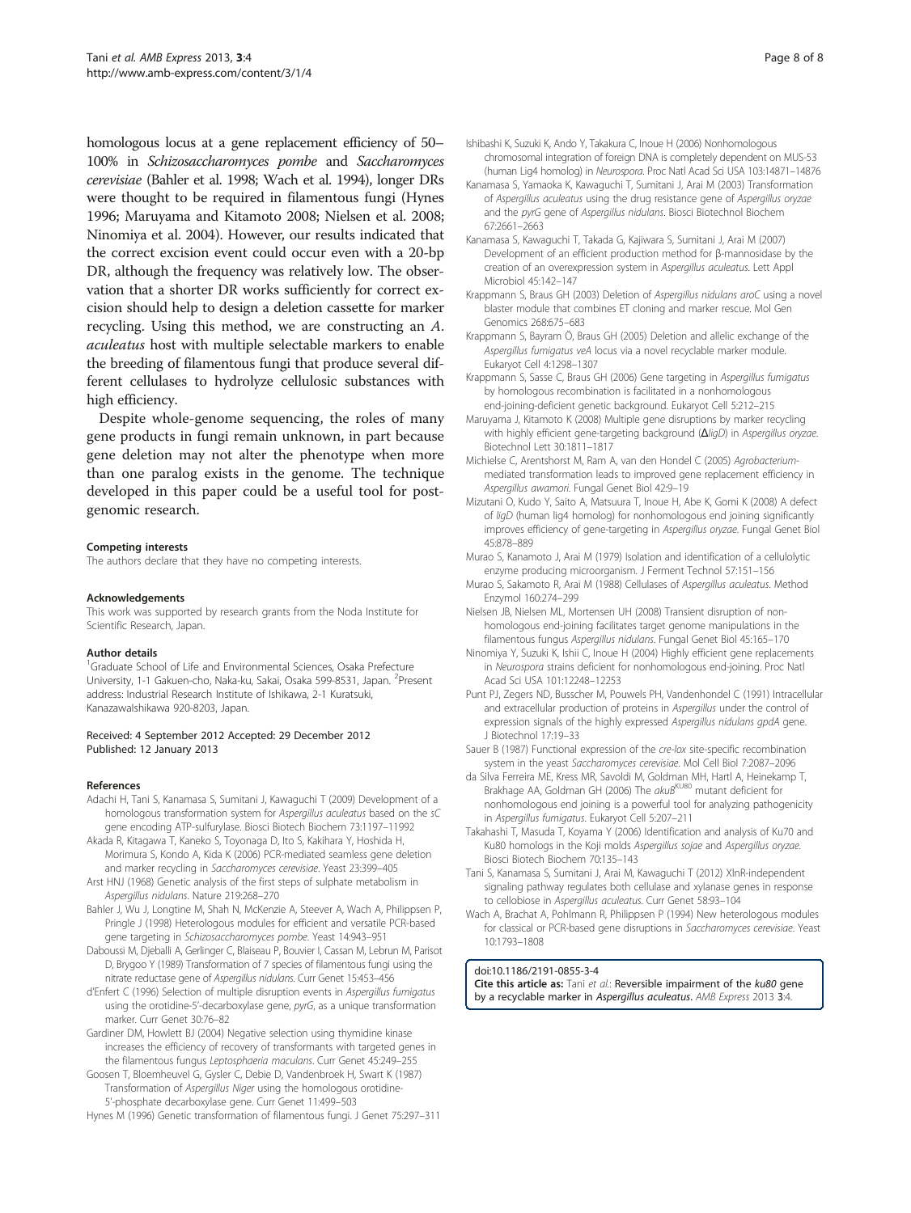homologous locus at a gene replacement efficiency of 50–100% in *Schizosaccharomyces pombe* and *Saccharomyces cerevisiae* (Bahler et al. 1998; Wach et al. 1994), longer DRs were thought to be required in filamentous fungi (Hynes 1996; Maruyama and Kitamoto 2008; Nielsen et al. 2008; Ninomiya et al. 2004). However, our results indicated that the correct excision event could occur even with a 20-bp DR, although the frequency was relatively low. The observation that a shorter DR works sufficiently for correct excision should help to design a deletion cassette for marker recycling. Using this method, we are constructing an *A. aculeatus* host with multiple selectable markers to enable the breeding of filamentous fungi that produce several different cellulases to hydrolyze cellulosic substances with high efficiency.

Despite whole-genome sequencing, the roles of many gene products in fungi remain unknown, in part because gene deletion may not alter the phenotype when more than one paralog exists in the genome. The technique developed in this paper could be a useful tool for post-genomic research.

#### Competing interests
The authors declare that they have no competing interests.

#### Acknowledgements
This work was supported by research grants from the Noda Institute for Scientific Research, Japan.

#### Author details
[1]Graduate School of Life and Environmental Sciences, Osaka Prefecture University, 1-1 Gakuen-cho, Naka-ku, Sakai, Osaka 599-8531, Japan. [2]Present address: Industrial Research Institute of Ishikawa, 2-1 Kuratsuki, KanazawaIshikawa 920-8203, Japan.

Received: 4 September 2012 Accepted: 29 December 2012
Published: 12 January 2013

#### References

Adachi H, Tani S, Kanamasa S, Sumitani J, Kawaguchi T (2009) Development of a homologous transformation system for *Aspergillus aculeatus* based on the *sC* gene encoding ATP-sulfurylase. Biosci Biotech Biochem 73:1197–11992

Akada R, Kitagawa T, Kaneko S, Toyonaga D, Ito S, Kakihara Y, Hoshida H, Morimura S, Kondo A, Kida K (2006) PCR-mediated seamless gene deletion and marker recycling in *Saccharomyces cerevisiae*. Yeast 23:399–405

Arst HNJ (1968) Genetic analysis of the first steps of sulphate metabolism in *Aspergillus nidulans*. Nature 219:268–270

Bahler J, Wu J, Longtine M, Shah N, McKenzie A, Steever A, Wach A, Philippsen P, Pringle J (1998) Heterologous modules for efficient and versatile PCR-based gene targeting in *Schizosaccharomyces pombe*. Yeast 14:943–951

Daboussi M, Djeballi A, Gerlinger C, Blaiseau P, Bouvier I, Cassan M, Lebrun M, Parisot D, Brygoo Y (1989) Transformation of 7 species of filamentous fungi using the nitrate reductase gene of *Aspergillus nidulans*. Curr Genet 15:453–456

d'Enfert C (1996) Selection of multiple disruption events in *Aspergillus fumigatus* using the orotidine-5'-decarboxylase gene, *pyrG*, as a unique transformation marker. Curr Genet 30:76–82

Gardiner DM, Howlett BJ (2004) Negative selection using thymidine kinase increases the efficiency of recovery of transformants with targeted genes in the filamentous fungus *Leptosphaeria maculans*. Curr Genet 45:249–255

Goosen T, Bloemheuvel G, Gysler C, Debie D, Vandenbroek H, Swart K (1987) Transformation of *Aspergillus Niger* using the homologous orotidine-5'-phosphate decarboxylase gene. Curr Genet 11:499–503

Hynes M (1996) Genetic transformation of filamentous fungi. J Genet 75:297–311

Ishibashi K, Suzuki K, Ando Y, Takakura C, Inoue H (2006) Nonhomologous chromosomal integration of foreign DNA is completely dependent on MUS-53 (human Lig4 homolog) in *Neurospora*. Proc Natl Acad Sci USA 103:14871–14876

Kanamasa S, Yamaoka K, Kawaguchi T, Sumitani J, Arai M (2003) Transformation of *Aspergillus aculeatus* using the drug resistance gene of *Aspergillus oryzae* and the *pyrG* gene of *Aspergillus nidulans*. Biosci Biotechnol Biochem 67:2661–2663

Kanamasa S, Kawaguchi T, Takada G, Kajiwara S, Sumitani J, Arai M (2007) Development of an efficient production method for β-mannosidase by the creation of an overexpression system in *Aspergillus aculeatus*. Lett Appl Microbiol 45:142–147

Krappmann S, Braus GH (2003) Deletion of *Aspergillus nidulans aroC* using a novel blaster module that combines ET cloning and marker rescue. Mol Gen Genomics 268:675–683

Krappmann S, Bayram Ö, Braus GH (2005) Deletion and allelic exchange of the *Aspergillus fumigatus veA* locus via a novel recyclable marker module. Eukaryot Cell 4:1298–1307

Krappmann S, Sasse C, Braus GH (2006) Gene targeting in *Aspergillus fumigatus* by homologous recombination is facilitated in a nonhomologous end-joining-deficient genetic background. Eukaryot Cell 5:212–215

Maruyama J, Kitamoto K (2008) Multiple gene disruptions by marker recycling with highly efficient gene-targeting background (Δ*ligD*) in *Aspergillus oryzae*. Biotechnol Lett 30:1811–1817

Michielse C, Arentshorst M, Ram A, van den Hondel C (2005) *Agrobacterium*-mediated transformation leads to improved gene replacement efficiency in *Aspergillus awamori*. Fungal Genet Biol 42:9–19

Mizutani O, Kudo Y, Saito A, Matsuura T, Inoue H, Abe K, Gomi K (2008) A defect of *ligD* (human lig4 homolog) for nonhomologous end joining significantly improves efficiency of gene-targeting in *Aspergillus oryzae*. Fungal Genet Biol 45:878–889

Murao S, Kanamoto J, Arai M (1979) Isolation and identification of a cellulolytic enzyme producing microorganism. J Ferment Technol 57:151–156

Murao S, Sakamoto R, Arai M (1988) Cellulases of *Aspergillus aculeatus*. Method Enzymol 160:274–299

Nielsen JB, Nielsen ML, Mortensen UH (2008) Transient disruption of non-homologous end-joining facilitates target genome manipulations in the filamentous fungus *Aspergillus nidulans*. Fungal Genet Biol 45:165–170

Ninomiya Y, Suzuki K, Ishii C, Inoue H (2004) Highly efficient gene replacements in *Neurospora* strains deficient for nonhomologous end-joining. Proc Natl Acad Sci USA 101:12248–12253

Punt PJ, Zegers ND, Busscher M, Pouwels PH, Vandenhondel C (1991) Intracellular and extracellular production of proteins in *Aspergillus* under the control of expression signals of the highly expressed *Aspergillus nidulans gpdA* gene. J Biotechnol 17:19–33

Sauer B (1987) Functional expression of the *cre-lox* site-specific recombination system in the yeast *Saccharomyces cerevisiae*. Mol Cell Biol 7:2087–2096

da Silva Ferreira ME, Kress MR, Savoldi M, Goldman MH, Hartl A, Heinekamp T, Brakhage AA, Goldman GH (2006) The *akuB*[KU80] mutant deficient for nonhomologous end joining is a powerful tool for analyzing pathogenicity in *Aspergillus fumigatus*. Eukaryot Cell 5:207–211

Takahashi T, Masuda T, Koyama Y (2006) Identification and analysis of Ku70 and Ku80 homologs in the Koji molds *Aspergillus sojae* and *Aspergillus oryzae*. Biosci Biotech Biochem 70:135–143

Tani S, Kanamasa S, Sumitani J, Arai M, Kawaguchi T (2012) XlnR-independent signaling pathway regulates both cellulase and xylanase genes in response to cellobiose in *Aspergillus aculeatus*. Curr Genet 58:93–104

Wach A, Brachat A, Pohlmann R, Philippsen P (1994) New heterologous modules for classical or PCR-based gene disruptions in *Saccharomyces cerevisiae*. Yeast 10:1793–1808

doi:10.1186/2191-0855-3-4
**Cite this article as:** Tani *et al.*: Reversible impairment of the *ku80* gene by a recyclable marker in *Aspergillus aculeatus*. *AMB Express* 2013 **3**:4.